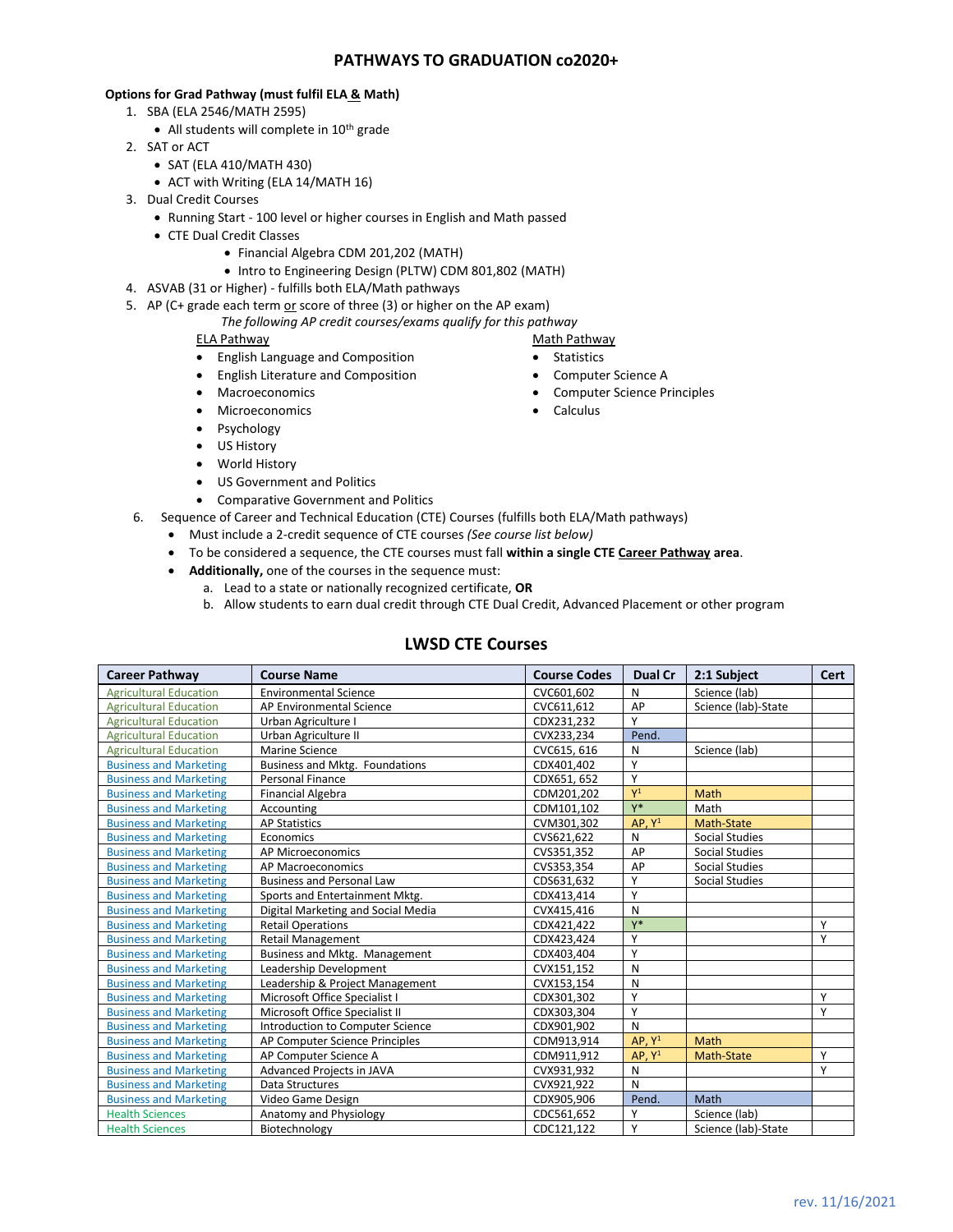# PATHWAYS TO GRADUATION co2020+

**Options for Grad Pathway (must fulfil ELA & Math)**

1. SBA (ELA 2546/MATH 2595)
   - All students will complete in 10th grade
2. SAT or ACT
   - SAT (ELA 410/MATH 430)
   - ACT with Writing (ELA 14/MATH 16)
3. Dual Credit Courses
   - Running Start - 100 level or higher courses in English and Math passed
   - CTE Dual Credit Classes
     - Financial Algebra CDM 201,202 (MATH)
     - Intro to Engineering Design (PLTW) CDM 801,802 (MATH)
4. ASVAB (31 or Higher) - fulfills both ELA/Math pathways
5. AP (C+ grade each term or score of three (3) or higher on the AP exam)

   *The following AP credit courses/exams qualify for this pathway*

   ELA Pathway
   - English Language and Composition
   - English Literature and Composition
   - Macroeconomics
   - Microeconomics
   - Psychology
   - US History
   - World History
   - US Government and Politics
   - Comparative Government and Politics

   Math Pathway
   - Statistics
   - Computer Science A
   - Computer Science Principles
   - Calculus
6. Sequence of Career and Technical Education (CTE) Courses (fulfills both ELA/Math pathways)
   - Must include a 2-credit sequence of CTE courses *(See course list below)*
   - To be considered a sequence, the CTE courses must fall **within a single CTE Career Pathway area**.
   - **Additionally,** one of the courses in the sequence must:
     a. Lead to a state or nationally recognized certificate, **OR**
     b. Allow students to earn dual credit through CTE Dual Credit, Advanced Placement or other program

## LWSD CTE Courses

| Career Pathway | Course Name | Course Codes | Dual Cr | 2:1 Subject | Cert |
|---|---|---|---|---|---|
| Agricultural Education | Environmental Science | CVC601,602 | N | Science (lab) | |
| Agricultural Education | AP Environmental Science | CVC611,612 | AP | Science (lab)-State | |
| Agricultural Education | Urban Agriculture I | CDX231,232 | Y | | |
| Agricultural Education | Urban Agriculture II | CVX233,234 | Pend. | | |
| Agricultural Education | Marine Science | CVC615, 616 | N | Science (lab) | |
| Business and Marketing | Business and Mktg. Foundations | CDX401,402 | Y | | |
| Business and Marketing | Personal Finance | CDX651, 652 | Y | | |
| Business and Marketing | Financial Algebra | CDM201,202 | Y[1] | Math | |
| Business and Marketing | Accounting | CDM101,102 | Y* | Math | |
| Business and Marketing | AP Statistics | CVM301,302 | AP, Y[1] | Math-State | |
| Business and Marketing | Economics | CVS621,622 | N | Social Studies | |
| Business and Marketing | AP Microeconomics | CVS351,352 | AP | Social Studies | |
| Business and Marketing | AP Macroeconomics | CVS353,354 | AP | Social Studies | |
| Business and Marketing | Business and Personal Law | CDS631,632 | Y | Social Studies | |
| Business and Marketing | Sports and Entertainment Mktg. | CDX413,414 | Y | | |
| Business and Marketing | Digital Marketing and Social Media | CVX415,416 | N | | |
| Business and Marketing | Retail Operations | CDX421,422 | Y* | | Y |
| Business and Marketing | Retail Management | CDX423,424 | Y | | Y |
| Business and Marketing | Business and Mktg. Management | CDX403,404 | Y | | |
| Business and Marketing | Leadership Development | CVX151,152 | N | | |
| Business and Marketing | Leadership & Project Management | CVX153,154 | N | | |
| Business and Marketing | Microsoft Office Specialist I | CDX301,302 | Y | | Y |
| Business and Marketing | Microsoft Office Specialist II | CDX303,304 | Y | | Y |
| Business and Marketing | Introduction to Computer Science | CDX901,902 | N | | |
| Business and Marketing | AP Computer Science Principles | CDM913,914 | AP, Y[1] | Math | |
| Business and Marketing | AP Computer Science A | CDM911,912 | AP, Y[1] | Math-State | Y |
| Business and Marketing | Advanced Projects in JAVA | CVX931,932 | N | | Y |
| Business and Marketing | Data Structures | CVX921,922 | N | | |
| Business and Marketing | Video Game Design | CDX905,906 | Pend. | Math | |
| Health Sciences | Anatomy and Physiology | CDC561,652 | Y | Science (lab) | |
| Health Sciences | Biotechnology | CDC121,122 | Y | Science (lab)-State | |

rev. 11/16/2021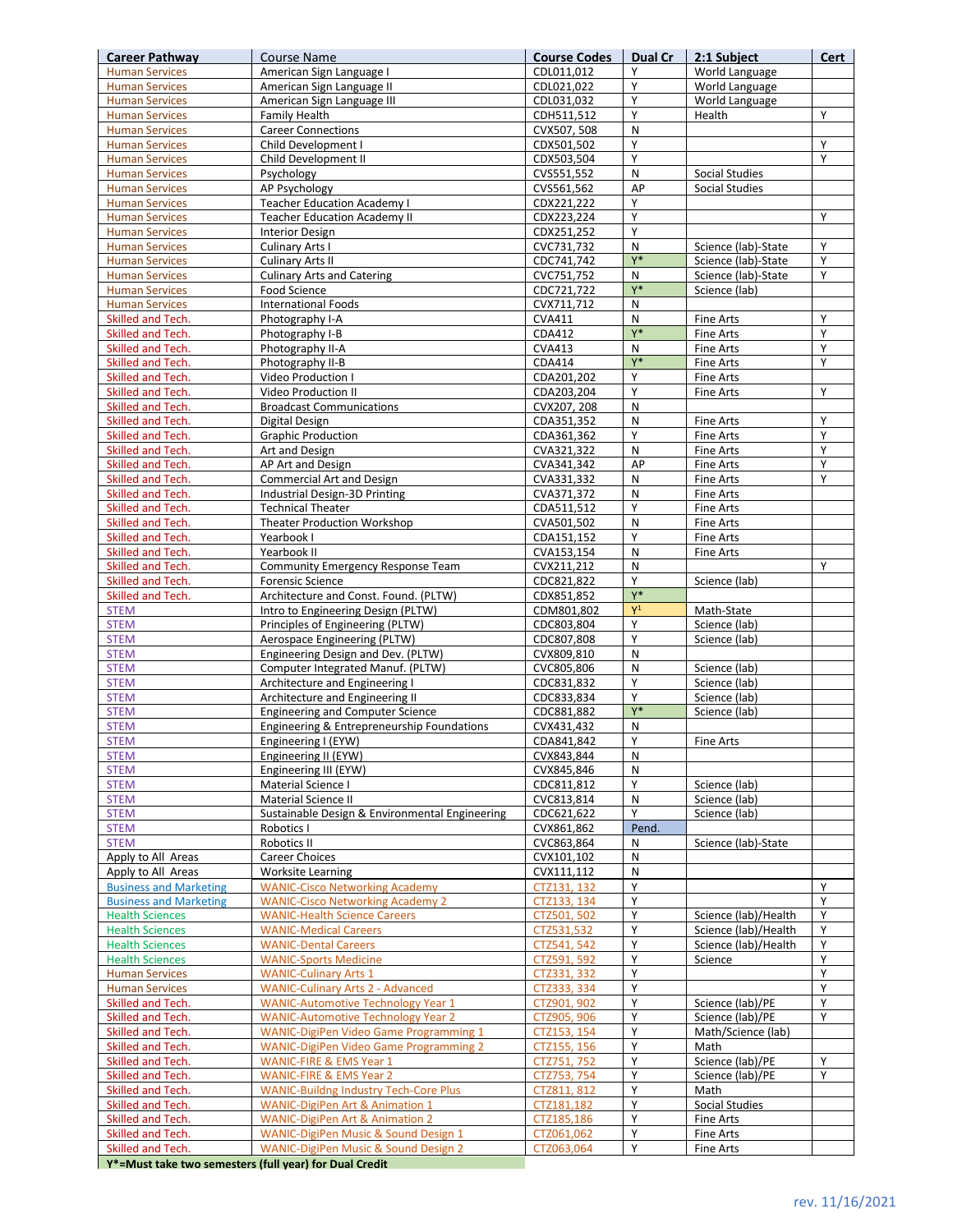| Career Pathway | Course Name | Course Codes | Dual Cr | 2:1 Subject | Cert |
|---|---|---|---|---|---|
| Human Services | American Sign Language I | CDL011,012 | Y | World Language | |
| Human Services | American Sign Language II | CDL021,022 | Y | World Language | |
| Human Services | American Sign Language III | CDL031,032 | Y | World Language | |
| Human Services | Family Health | CDH511,512 | Y | Health | Y |
| Human Services | Career Connections | CVX507, 508 | N | | |
| Human Services | Child Development I | CDX501,502 | Y | | Y |
| Human Services | Child Development II | CDX503,504 | Y | | Y |
| Human Services | Psychology | CVS551,552 | N | Social Studies | |
| Human Services | AP Psychology | CVS561,562 | AP | Social Studies | |
| Human Services | Teacher Education Academy I | CDX221,222 | Y | | |
| Human Services | Teacher Education Academy II | CDX223,224 | Y | | Y |
| Human Services | Interior Design | CDX251,252 | Y | | |
| Human Services | Culinary Arts I | CVC731,732 | N | Science (lab)-State | Y |
| Human Services | Culinary Arts II | CDC741,742 | Y* | Science (lab)-State | Y |
| Human Services | Culinary Arts and Catering | CVC751,752 | N | Science (lab)-State | Y |
| Human Services | Food Science | CDC721,722 | Y* | Science (lab) | |
| Human Services | International Foods | CVX711,712 | N | | |
| Skilled and Tech. | Photography I-A | CVA411 | N | Fine Arts | Y |
| Skilled and Tech. | Photography I-B | CDA412 | Y* | Fine Arts | Y |
| Skilled and Tech. | Photography II-A | CVA413 | N | Fine Arts | Y |
| Skilled and Tech. | Photography II-B | CDA414 | Y* | Fine Arts | Y |
| Skilled and Tech. | Video Production I | CDA201,202 | Y | Fine Arts | |
| Skilled and Tech. | Video Production II | CDA203,204 | Y | Fine Arts | Y |
| Skilled and Tech. | Broadcast Communications | CVX207, 208 | N | | |
| Skilled and Tech. | Digital Design | CDA351,352 | N | Fine Arts | Y |
| Skilled and Tech. | Graphic Production | CDA361,362 | Y | Fine Arts | Y |
| Skilled and Tech. | Art and Design | CVA321,322 | N | Fine Arts | Y |
| Skilled and Tech. | AP Art and Design | CVA341,342 | AP | Fine Arts | Y |
| Skilled and Tech. | Commercial Art and Design | CVA331,332 | N | Fine Arts | Y |
| Skilled and Tech. | Industrial Design-3D Printing | CVA371,372 | N | Fine Arts | |
| Skilled and Tech. | Technical Theater | CDA511,512 | Y | Fine Arts | |
| Skilled and Tech. | Theater Production Workshop | CVA501,502 | N | Fine Arts | |
| Skilled and Tech. | Yearbook I | CDA151,152 | Y | Fine Arts | |
| Skilled and Tech. | Yearbook II | CVA153,154 | N | Fine Arts | |
| Skilled and Tech. | Community Emergency Response Team | CVX211,212 | N | | Y |
| Skilled and Tech. | Forensic Science | CDC821,822 | Y | Science (lab) | |
| Skilled and Tech. | Architecture and Const. Found. (PLTW) | CDX851,852 | Y* | | |
| STEM | Intro to Engineering Design (PLTW) | CDM801,802 | Y[1] | Math-State | |
| STEM | Principles of Engineering (PLTW) | CDC803,804 | Y | Science (lab) | |
| STEM | Aerospace Engineering (PLTW) | CDC807,808 | Y | Science (lab) | |
| STEM | Engineering Design and Dev. (PLTW) | CVX809,810 | N | | |
| STEM | Computer Integrated Manuf. (PLTW) | CVC805,806 | N | Science (lab) | |
| STEM | Architecture and Engineering I | CDC831,832 | Y | Science (lab) | |
| STEM | Architecture and Engineering II | CDC833,834 | Y | Science (lab) | |
| STEM | Engineering and Computer Science | CDC881,882 | Y* | Science (lab) | |
| STEM | Engineering & Entrepreneurship Foundations | CVX431,432 | N | | |
| STEM | Engineering I (EYW) | CDA841,842 | Y | Fine Arts | |
| STEM | Engineering II (EYW) | CVX843,844 | N | | |
| STEM | Engineering III (EYW) | CVX845,846 | N | | |
| STEM | Material Science I | CDC811,812 | Y | Science (lab) | |
| STEM | Material Science II | CVC813,814 | N | Science (lab) | |
| STEM | Sustainable Design & Environmental Engineering | CDC621,622 | Y | Science (lab) | |
| STEM | Robotics I | CVX861,862 | Pend. | | |
| STEM | Robotics II | CVC863,864 | N | Science (lab)-State | |
| Apply to All Areas | Career Choices | CVX101,102 | N | | |
| Apply to All Areas | Worksite Learning | CVX111,112 | N | | |
| Business and Marketing | WANIC-Cisco Networking Academy | CTZ131, 132 | Y | | Y |
| Business and Marketing | WANIC-Cisco Networking Academy 2 | CTZ133, 134 | Y | | Y |
| Health Sciences | WANIC-Health Science Careers | CTZ501, 502 | Y | Science (lab)/Health | Y |
| Health Sciences | WANIC-Medical Careers | CTZ531,532 | Y | Science (lab)/Health | Y |
| Health Sciences | WANIC-Dental Careers | CTZ541, 542 | Y | Science (lab)/Health | Y |
| Health Sciences | WANIC-Sports Medicine | CTZ591, 592 | Y | Science | Y |
| Human Services | WANIC-Culinary Arts 1 | CTZ331, 332 | Y | | Y |
| Human Services | WANIC-Culinary Arts 2 - Advanced | CTZ333, 334 | Y | | Y |
| Skilled and Tech. | WANIC-Automotive Technology Year 1 | CTZ901, 902 | Y | Science (lab)/PE | Y |
| Skilled and Tech. | WANIC-Automotive Technology Year 2 | CTZ905, 906 | Y | Science (lab)/PE | Y |
| Skilled and Tech. | WANIC-DigiPen Video Game Programming 1 | CTZ153, 154 | Y | Math/Science (lab) | |
| Skilled and Tech. | WANIC-DigiPen Video Game Programming 2 | CTZ155, 156 | Y | Math | |
| Skilled and Tech. | WANIC-FIRE & EMS Year 1 | CTZ751, 752 | Y | Science (lab)/PE | Y |
| Skilled and Tech. | WANIC-FIRE & EMS Year 2 | CTZ753, 754 | Y | Science (lab)/PE | Y |
| Skilled and Tech. | WANIC-Buildng Industry Tech-Core Plus | CTZ811, 812 | Y | Math | |
| Skilled and Tech. | WANIC-DigiPen Art & Animation 1 | CTZ181,182 | Y | Social Studies | |
| Skilled and Tech. | WANIC-DigiPen Art & Animation 2 | CTZ185,186 | Y | Fine Arts | |
| Skilled and Tech. | WANIC-DigiPen Music & Sound Design 1 | CTZ061,062 | Y | Fine Arts | |
| Skilled and Tech. | WANIC-DigiPen Music & Sound Design 2 | CTZ063,064 | Y | Fine Arts | |

**Y*=Must take two semesters (full year) for Dual Credit**

rev. 11/16/2021